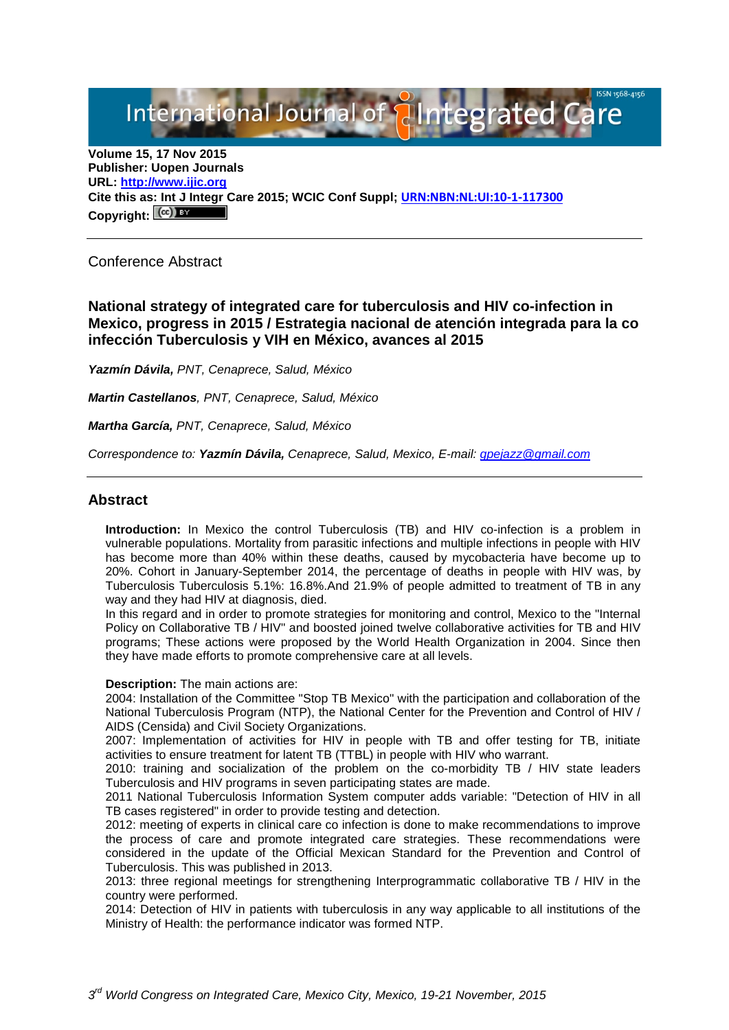Volume 15, 17 Nov 2015
**Publisher: Uopen Journals**
**URL: [http://www.ijic.org](http://www.ijic.org)**
**Cite this as: Int J Integr Care 2015; WCIC Conf Suppl; [URN:NBN:NL:UI:10-1-117300](URN:NBN:NL:UI:10-1-117300)**
**Copyright:**

---

Conference Abstract

# National strategy of integrated care for tuberculosis and HIV co-infection in Mexico, progress in 2015 / Estrategia nacional de atención integrada para la co infección Tuberculosis y VIH en México, avances al 2015

***Yazmín Dávila,*** *PNT, Cenaprece, Salud, México*

***Martin Castellanos****, PNT, Cenaprece, Salud, México*

***Martha García,*** *PNT, Cenaprece, Salud, México*

*Correspondence to:* ***Yazmín Dávila,*** *Cenaprece, Salud, Mexico, E-mail: [gpejazz@gmail.com](mailto:gpejazz@gmail.com)*

---

## Abstract

**Introduction:** In Mexico the control Tuberculosis (TB) and HIV co-infection is a problem in vulnerable populations. Mortality from parasitic infections and multiple infections in people with HIV has become more than 40% within these deaths, caused by mycobacteria have become up to 20%. Cohort in January-September 2014, the percentage of deaths in people with HIV was, by Tuberculosis Tuberculosis 5.1%: 16.8%.And 21.9% of people admitted to treatment of TB in any way and they had HIV at diagnosis, died.

In this regard and in order to promote strategies for monitoring and control, Mexico to the "Internal Policy on Collaborative TB / HIV" and boosted joined twelve collaborative activities for TB and HIV programs; These actions were proposed by the World Health Organization in 2004. Since then they have made efforts to promote comprehensive care at all levels.

**Description:** The main actions are:

2004: Installation of the Committee "Stop TB Mexico" with the participation and collaboration of the National Tuberculosis Program (NTP), the National Center for the Prevention and Control of HIV / AIDS (Censida) and Civil Society Organizations.

2007: Implementation of activities for HIV in people with TB and offer testing for TB, initiate activities to ensure treatment for latent TB (TTBL) in people with HIV who warrant.

2010: training and socialization of the problem on the co-morbidity TB / HIV state leaders Tuberculosis and HIV programs in seven participating states are made.

2011 National Tuberculosis Information System computer adds variable: "Detection of HIV in all TB cases registered" in order to provide testing and detection.

2012: meeting of experts in clinical care co infection is done to make recommendations to improve the process of care and promote integrated care strategies. These recommendations were considered in the update of the Official Mexican Standard for the Prevention and Control of Tuberculosis. This was published in 2013.

2013: three regional meetings for strengthening Interprogrammatic collaborative TB / HIV in the country were performed.

2014: Detection of HIV in patients with tuberculosis in any way applicable to all institutions of the Ministry of Health: the performance indicator was formed NTP.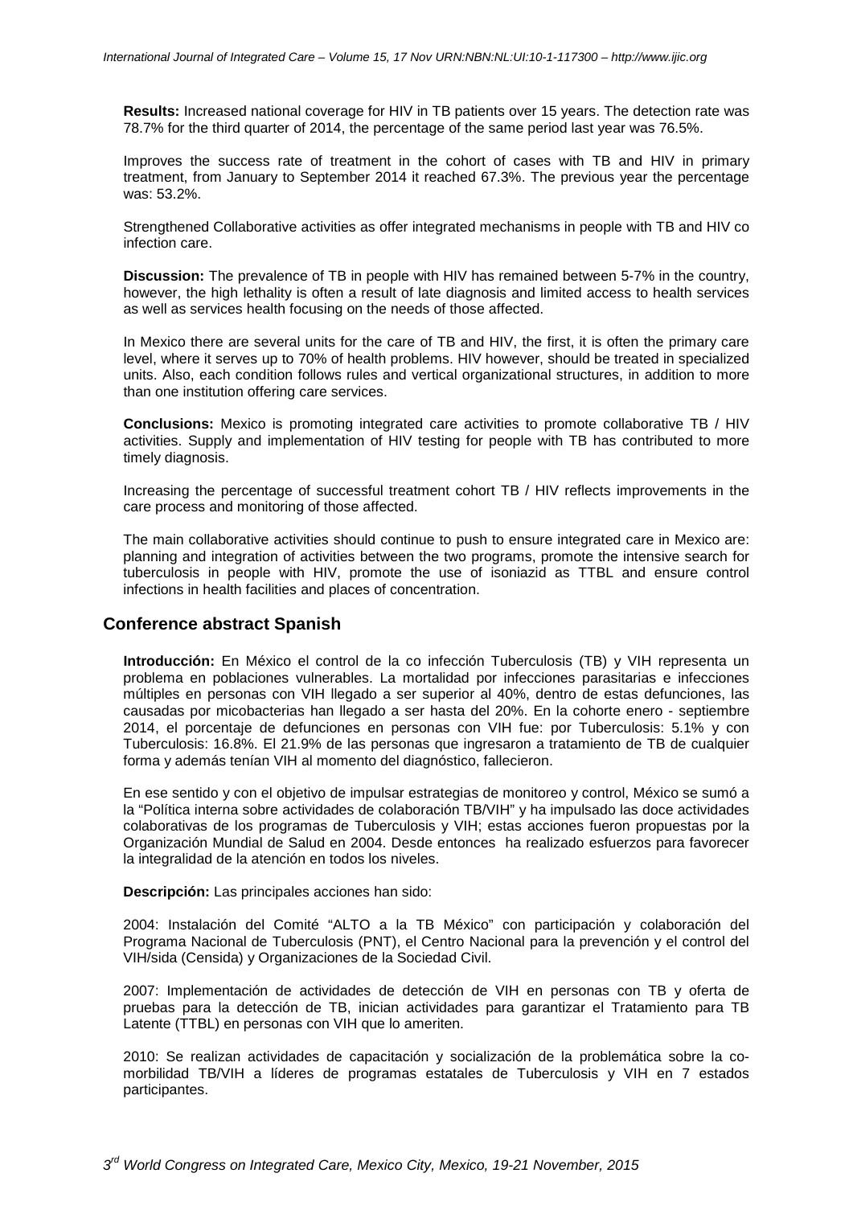**Results:** Increased national coverage for HIV in TB patients over 15 years. The detection rate was 78.7% for the third quarter of 2014, the percentage of the same period last year was 76.5%.

Improves the success rate of treatment in the cohort of cases with TB and HIV in primary treatment, from January to September 2014 it reached 67.3%. The previous year the percentage was: 53.2%.

Strengthened Collaborative activities as offer integrated mechanisms in people with TB and HIV co infection care.

**Discussion:** The prevalence of TB in people with HIV has remained between 5-7% in the country, however, the high lethality is often a result of late diagnosis and limited access to health services as well as services health focusing on the needs of those affected.

In Mexico there are several units for the care of TB and HIV, the first, it is often the primary care level, where it serves up to 70% of health problems. HIV however, should be treated in specialized units. Also, each condition follows rules and vertical organizational structures, in addition to more than one institution offering care services.

**Conclusions:** Mexico is promoting integrated care activities to promote collaborative TB / HIV activities. Supply and implementation of HIV testing for people with TB has contributed to more timely diagnosis.

Increasing the percentage of successful treatment cohort TB / HIV reflects improvements in the care process and monitoring of those affected.

The main collaborative activities should continue to push to ensure integrated care in Mexico are: planning and integration of activities between the two programs, promote the intensive search for tuberculosis in people with HIV, promote the use of isoniazid as TTBL and ensure control infections in health facilities and places of concentration.

## Conference abstract Spanish

**Introducción:** En México el control de la co infección Tuberculosis (TB) y VIH representa un problema en poblaciones vulnerables. La mortalidad por infecciones parasitarias e infecciones múltiples en personas con VIH llegado a ser superior al 40%, dentro de estas defunciones, las causadas por micobacterias han llegado a ser hasta del 20%. En la cohorte enero - septiembre 2014, el porcentaje de defunciones en personas con VIH fue: por Tuberculosis: 5.1% y con Tuberculosis: 16.8%. El 21.9% de las personas que ingresaron a tratamiento de TB de cualquier forma y además tenían VIH al momento del diagnóstico, fallecieron.

En ese sentido y con el objetivo de impulsar estrategias de monitoreo y control, México se sumó a la "Política interna sobre actividades de colaboración TB/VIH" y ha impulsado las doce actividades colaborativas de los programas de Tuberculosis y VIH; estas acciones fueron propuestas por la Organización Mundial de Salud en 2004. Desde entonces ha realizado esfuerzos para favorecer la integralidad de la atención en todos los niveles.

**Descripción:** Las principales acciones han sido:

2004: Instalación del Comité "ALTO a la TB México" con participación y colaboración del Programa Nacional de Tuberculosis (PNT), el Centro Nacional para la prevención y el control del VIH/sida (Censida) y Organizaciones de la Sociedad Civil.

2007: Implementación de actividades de detección de VIH en personas con TB y oferta de pruebas para la detección de TB, inician actividades para garantizar el Tratamiento para TB Latente (TTBL) en personas con VIH que lo ameriten.

2010: Se realizan actividades de capacitación y socialización de la problemática sobre la co-morbilidad TB/VIH a líderes de programas estatales de Tuberculosis y VIH en 7 estados participantes.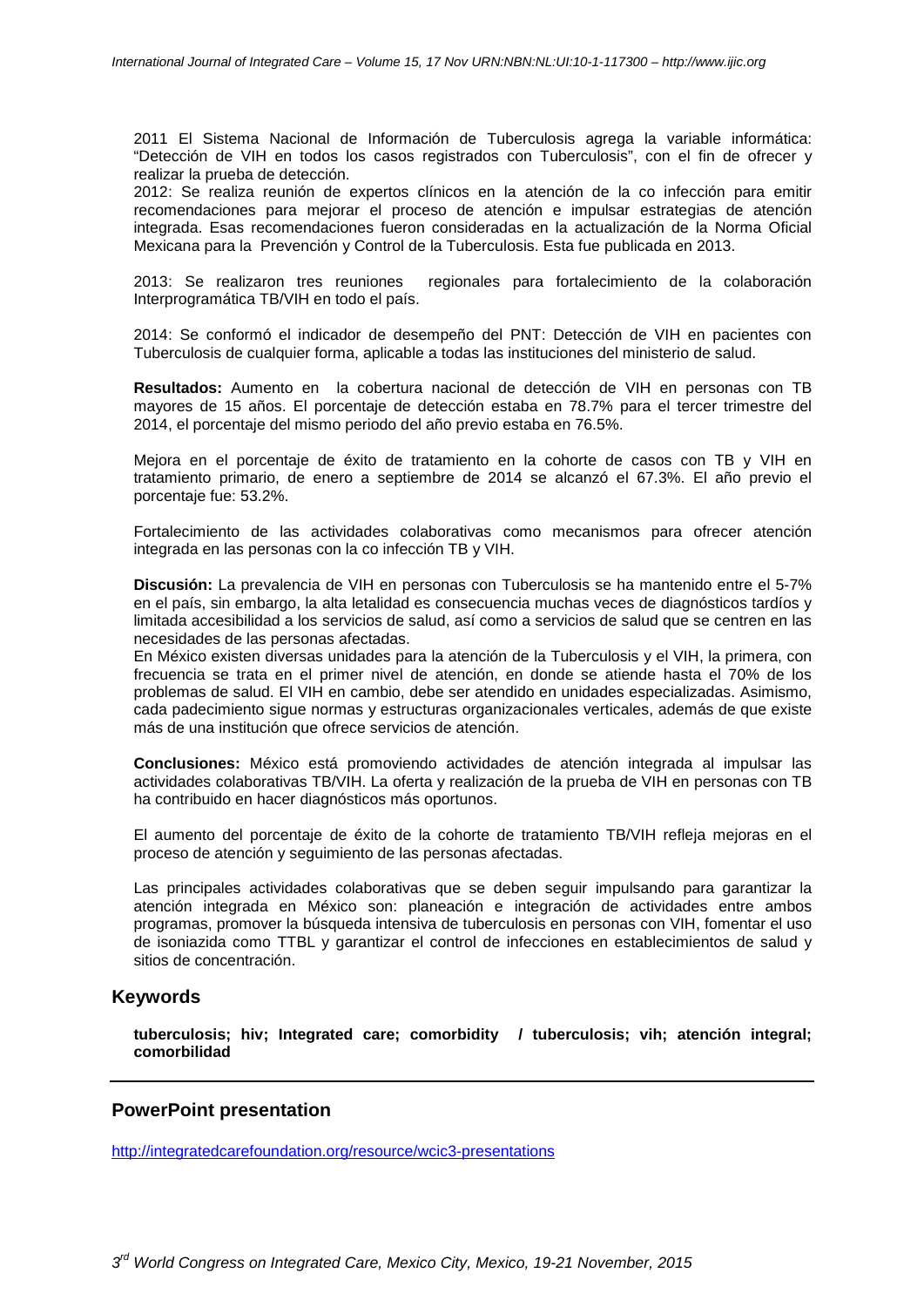2011 El Sistema Nacional de Información de Tuberculosis agrega la variable informática: "Detección de VIH en todos los casos registrados con Tuberculosis", con el fin de ofrecer y realizar la prueba de detección.

2012: Se realiza reunión de expertos clínicos en la atención de la co infección para emitir recomendaciones para mejorar el proceso de atención e impulsar estrategias de atención integrada. Esas recomendaciones fueron consideradas en la actualización de la Norma Oficial Mexicana para la Prevención y Control de la Tuberculosis. Esta fue publicada en 2013.

2013: Se realizaron tres reuniones regionales para fortalecimiento de la colaboración Interprogramática TB/VIH en todo el país.

2014: Se conformó el indicador de desempeño del PNT: Detección de VIH en pacientes con Tuberculosis de cualquier forma, aplicable a todas las instituciones del ministerio de salud.

**Resultados:** Aumento en la cobertura nacional de detección de VIH en personas con TB mayores de 15 años. El porcentaje de detección estaba en 78.7% para el tercer trimestre del 2014, el porcentaje del mismo periodo del año previo estaba en 76.5%.

Mejora en el porcentaje de éxito de tratamiento en la cohorte de casos con TB y VIH en tratamiento primario, de enero a septiembre de 2014 se alcanzó el 67.3%. El año previo el porcentaje fue: 53.2%.

Fortalecimiento de las actividades colaborativas como mecanismos para ofrecer atención integrada en las personas con la co infección TB y VIH.

**Discusión:** La prevalencia de VIH en personas con Tuberculosis se ha mantenido entre el 5-7% en el país, sin embargo, la alta letalidad es consecuencia muchas veces de diagnósticos tardíos y limitada accesibilidad a los servicios de salud, así como a servicios de salud que se centren en las necesidades de las personas afectadas.

En México existen diversas unidades para la atención de la Tuberculosis y el VIH, la primera, con frecuencia se trata en el primer nivel de atención, en donde se atiende hasta el 70% de los problemas de salud. El VIH en cambio, debe ser atendido en unidades especializadas. Asimismo, cada padecimiento sigue normas y estructuras organizacionales verticales, además de que existe más de una institución que ofrece servicios de atención.

**Conclusiones:** México está promoviendo actividades de atención integrada al impulsar las actividades colaborativas TB/VIH. La oferta y realización de la prueba de VIH en personas con TB ha contribuido en hacer diagnósticos más oportunos.

El aumento del porcentaje de éxito de la cohorte de tratamiento TB/VIH refleja mejoras en el proceso de atención y seguimiento de las personas afectadas.

Las principales actividades colaborativas que se deben seguir impulsando para garantizar la atención integrada en México son: planeación e integración de actividades entre ambos programas, promover la búsqueda intensiva de tuberculosis en personas con VIH, fomentar el uso de isoniazida como TTBL y garantizar el control de infecciones en establecimientos de salud y sitios de concentración.

## Keywords

**tuberculosis; hiv; Integrated care; comorbidity / tuberculosis; vih; atención integral; comorbilidad**

## PowerPoint presentation

http://integratedcarefoundation.org/resource/wcic3-presentations